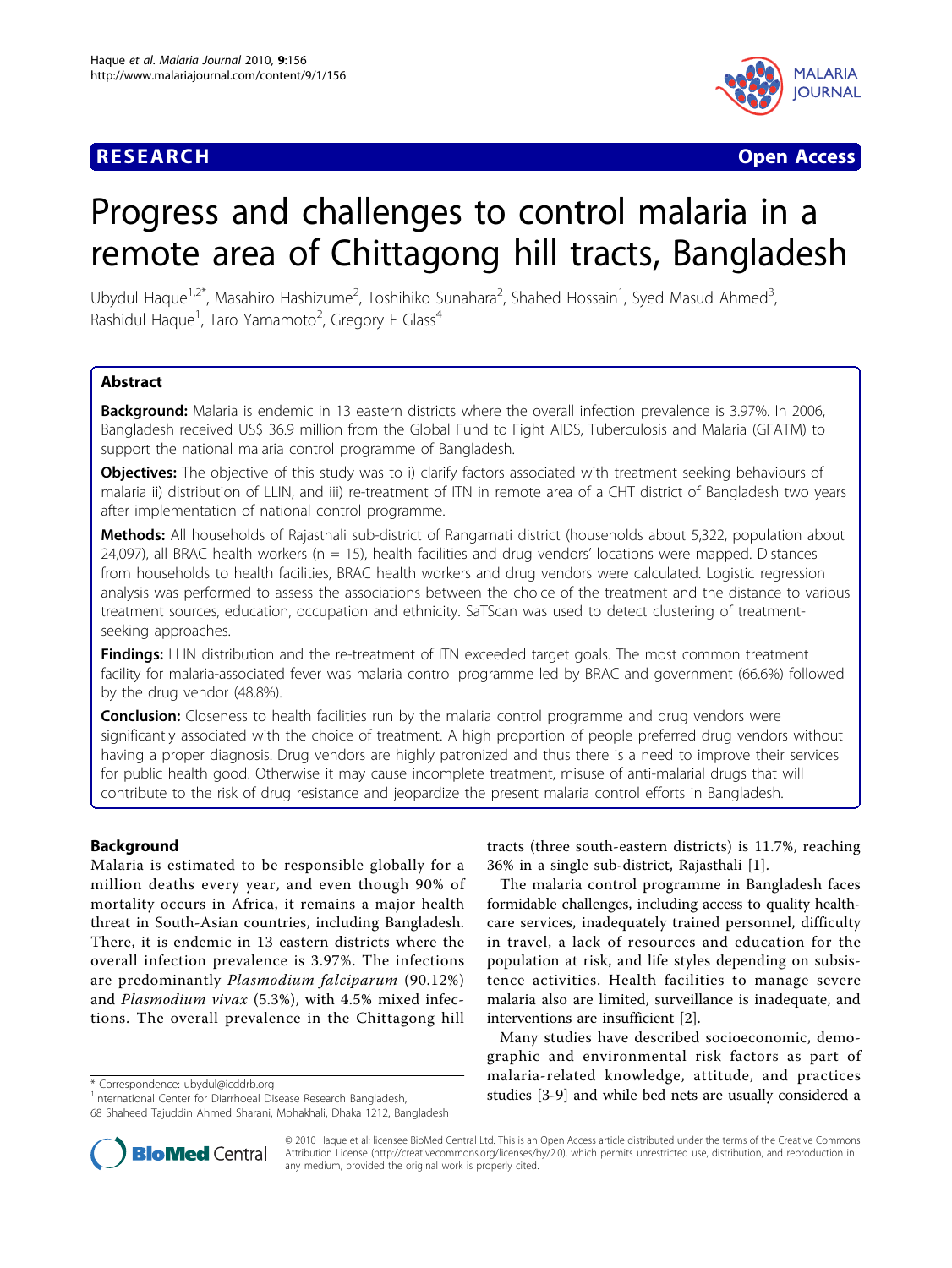# Progress and challenges to control malaria in a remote area of Chittagong hill tracts, Bangladesh

Ubydul Haque[1,2*], Masahiro Hashizume[2], Toshihiko Sunahara[2], Shahed Hossain[1], Syed Masud Ahmed[3], Rashidul Haque[1], Taro Yamamoto[2], Gregory E Glass[4]

## Abstract

**Background:** Malaria is endemic in 13 eastern districts where the overall infection prevalence is 3.97%. In 2006, Bangladesh received US$ 36.9 million from the Global Fund to Fight AIDS, Tuberculosis and Malaria (GFATM) to support the national malaria control programme of Bangladesh.

**Objectives:** The objective of this study was to i) clarify factors associated with treatment seeking behaviours of malaria ii) distribution of LLIN, and iii) re-treatment of ITN in remote area of a CHT district of Bangladesh two years after implementation of national control programme.

**Methods:** All households of Rajasthali sub-district of Rangamati district (households about 5,322, population about 24,097), all BRAC health workers (n = 15), health facilities and drug vendors' locations were mapped. Distances from households to health facilities, BRAC health workers and drug vendors were calculated. Logistic regression analysis was performed to assess the associations between the choice of the treatment and the distance to various treatment sources, education, occupation and ethnicity. SaTScan was used to detect clustering of treatment-seeking approaches.

**Findings:** LLIN distribution and the re-treatment of ITN exceeded target goals. The most common treatment facility for malaria-associated fever was malaria control programme led by BRAC and government (66.6%) followed by the drug vendor (48.8%).

**Conclusion:** Closeness to health facilities run by the malaria control programme and drug vendors were significantly associated with the choice of treatment. A high proportion of people preferred drug vendors without having a proper diagnosis. Drug vendors are highly patronized and thus there is a need to improve their services for public health good. Otherwise it may cause incomplete treatment, misuse of anti-malarial drugs that will contribute to the risk of drug resistance and jeopardize the present malaria control efforts in Bangladesh.

## Background

Malaria is estimated to be responsible globally for a million deaths every year, and even though 90% of mortality occurs in Africa, it remains a major health threat in South-Asian countries, including Bangladesh. There, it is endemic in 13 eastern districts where the overall infection prevalence is 3.97%. The infections are predominantly *Plasmodium falciparum* (90.12%) and *Plasmodium vivax* (5.3%), with 4.5% mixed infections. The overall prevalence in the Chittagong hill tracts (three south-eastern districts) is 11.7%, reaching 36% in a single sub-district, Rajasthali [1].

The malaria control programme in Bangladesh faces formidable challenges, including access to quality health-care services, inadequately trained personnel, difficulty in travel, a lack of resources and education for the population at risk, and life styles depending on subsistence activities. Health facilities to manage severe malaria also are limited, surveillance is inadequate, and interventions are insufficient [2].

Many studies have described socioeconomic, demographic and environmental risk factors as part of malaria-related knowledge, attitude, and practices studies [3-9] and while bed nets are usually considered a

\* Correspondence: ubydul@icddrb.org
[1]International Center for Diarrhoeal Disease Research Bangladesh, 68 Shaheed Tajuddin Ahmed Sharani, Mohakhali, Dhaka 1212, Bangladesh

© 2010 Haque et al; licensee BioMed Central Ltd. This is an Open Access article distributed under the terms of the Creative Commons Attribution License (http://creativecommons.org/licenses/by/2.0), which permits unrestricted use, distribution, and reproduction in any medium, provided the original work is properly cited.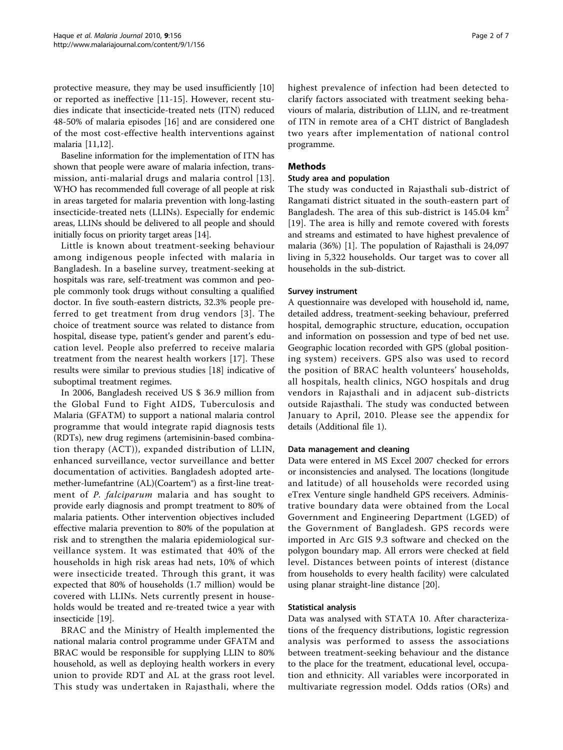protective measure, they may be used insufficiently [10] or reported as ineffective [11-15]. However, recent studies indicate that insecticide-treated nets (ITN) reduced 48-50% of malaria episodes [16] and are considered one of the most cost-effective health interventions against malaria [11,12].

Baseline information for the implementation of ITN has shown that people were aware of malaria infection, transmission, anti-malarial drugs and malaria control [13]. WHO has recommended full coverage of all people at risk in areas targeted for malaria prevention with long-lasting insecticide-treated nets (LLINs). Especially for endemic areas, LLINs should be delivered to all people and should initially focus on priority target areas [14].

Little is known about treatment-seeking behaviour among indigenous people infected with malaria in Bangladesh. In a baseline survey, treatment-seeking at hospitals was rare, self-treatment was common and people commonly took drugs without consulting a qualified doctor. In five south-eastern districts, 32.3% people preferred to get treatment from drug vendors [3]. The choice of treatment source was related to distance from hospital, disease type, patient's gender and parent's education level. People also preferred to receive malaria treatment from the nearest health workers [17]. These results were similar to previous studies [18] indicative of suboptimal treatment regimes.

In 2006, Bangladesh received US $ 36.9 million from the Global Fund to Fight AIDS, Tuberculosis and Malaria (GFATM) to support a national malaria control programme that would integrate rapid diagnosis tests (RDTs), new drug regimens (artemisinin-based combination therapy (ACT)), expanded distribution of LLIN, enhanced surveillance, vector surveillance and better documentation of activities. Bangladesh adopted artemether-lumefantrine (AL)(Coartem®) as a first-line treatment of *P. falciparum* malaria and has sought to provide early diagnosis and prompt treatment to 80% of malaria patients. Other intervention objectives included effective malaria prevention to 80% of the population at risk and to strengthen the malaria epidemiological surveillance system. It was estimated that 40% of the households in high risk areas had nets, 10% of which were insecticide treated. Through this grant, it was expected that 80% of households (1.7 million) would be covered with LLINs. Nets currently present in households would be treated and re-treated twice a year with insecticide [19].

BRAC and the Ministry of Health implemented the national malaria control programme under GFATM and BRAC would be responsible for supplying LLIN to 80% household, as well as deploying health workers in every union to provide RDT and AL at the grass root level. This study was undertaken in Rajasthali, where the highest prevalence of infection had been detected to clarify factors associated with treatment seeking behaviours of malaria, distribution of LLIN, and re-treatment of ITN in remote area of a CHT district of Bangladesh two years after implementation of national control programme.

## Methods

### Study area and population

The study was conducted in Rajasthali sub-district of Rangamati district situated in the south-eastern part of Bangladesh. The area of this sub-district is 145.04 km$^2$ [19]. The area is hilly and remote covered with forests and streams and estimated to have highest prevalence of malaria (36%) [1]. The population of Rajasthali is 24,097 living in 5,322 households. Our target was to cover all households in the sub-district.

### Survey instrument

A questionnaire was developed with household id, name, detailed address, treatment-seeking behaviour, preferred hospital, demographic structure, education, occupation and information on possession and type of bed net use. Geographic location recorded with GPS (global positioning system) receivers. GPS also was used to record the position of BRAC health volunteers' households, all hospitals, health clinics, NGO hospitals and drug vendors in Rajasthali and in adjacent sub-districts outside Rajasthali. The study was conducted between January to April, 2010. Please see the appendix for details (Additional file 1).

### Data management and cleaning

Data were entered in MS Excel 2007 checked for errors or inconsistencies and analysed. The locations (longitude and latitude) of all households were recorded using eTrex Venture single handheld GPS receivers. Administrative boundary data were obtained from the Local Government and Engineering Department (LGED) of the Government of Bangladesh. GPS records were imported in Arc GIS 9.3 software and checked on the polygon boundary map. All errors were checked at field level. Distances between points of interest (distance from households to every health facility) were calculated using planar straight-line distance [20].

### Statistical analysis

Data was analysed with STATA 10. After characterizations of the frequency distributions, logistic regression analysis was performed to assess the associations between treatment-seeking behaviour and the distance to the place for the treatment, educational level, occupation and ethnicity. All variables were incorporated in multivariate regression model. Odds ratios (ORs) and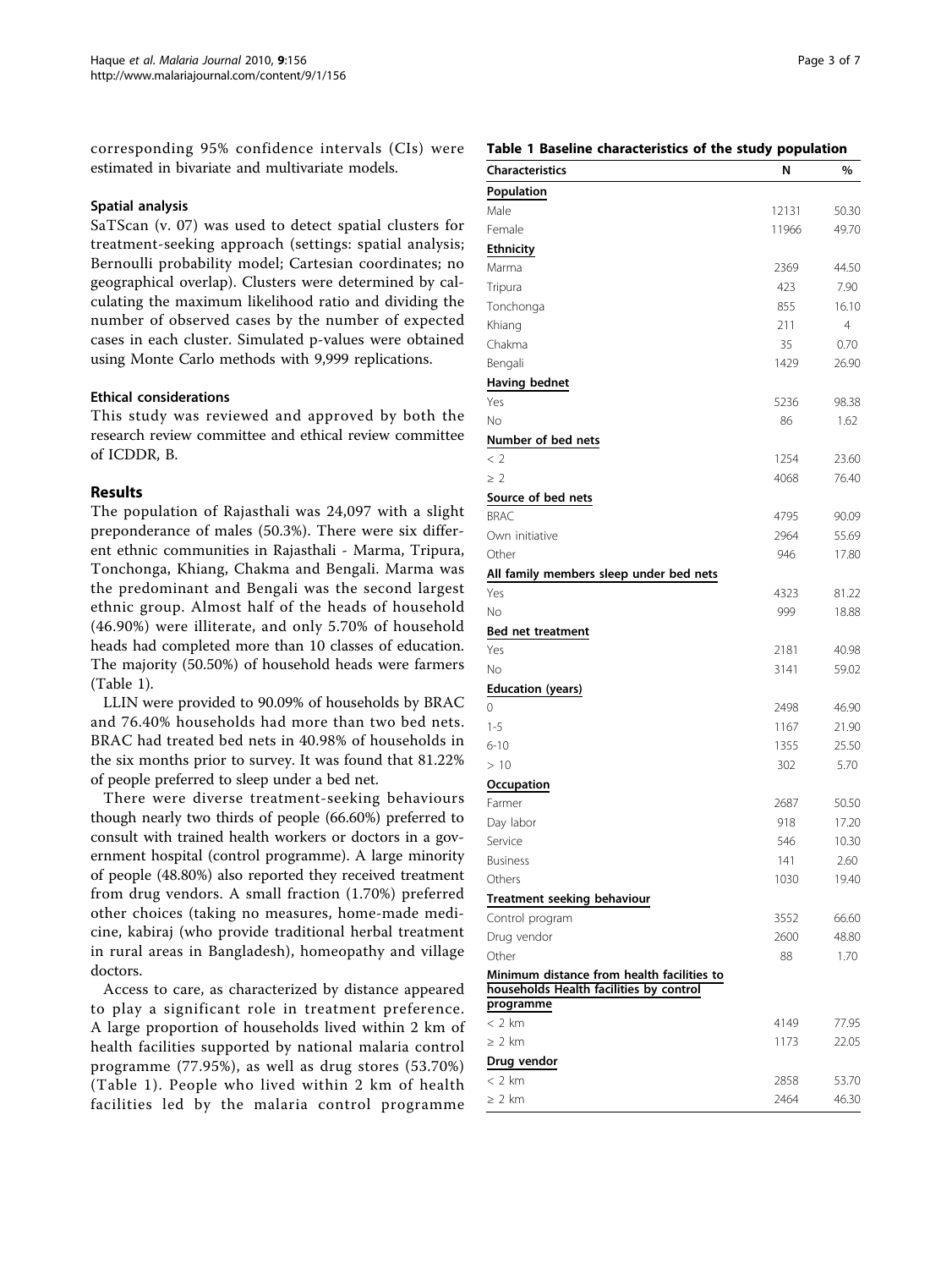corresponding 95% confidence intervals (CIs) were estimated in bivariate and multivariate models.

### Spatial analysis

SaTScan (v. 07) was used to detect spatial clusters for treatment-seeking approach (settings: spatial analysis; Bernoulli probability model; Cartesian coordinates; no geographical overlap). Clusters were determined by calculating the maximum likelihood ratio and dividing the number of observed cases by the number of expected cases in each cluster. Simulated p-values were obtained using Monte Carlo methods with 9,999 replications.

### Ethical considerations

This study was reviewed and approved by both the research review committee and ethical review committee of ICDDR, B.

## Results

The population of Rajasthali was 24,097 with a slight preponderance of males (50.3%). There were six different ethnic communities in Rajasthali - Marma, Tripura, Tonchonga, Khiang, Chakma and Bengali. Marma was the predominant and Bengali was the second largest ethnic group. Almost half of the heads of household (46.90%) were illiterate, and only 5.70% of household heads had completed more than 10 classes of education. The majority (50.50%) of household heads were farmers (Table 1).

LLIN were provided to 90.09% of households by BRAC and 76.40% households had more than two bed nets. BRAC had treated bed nets in 40.98% of households in the six months prior to survey. It was found that 81.22% of people preferred to sleep under a bed net.

There were diverse treatment-seeking behaviours though nearly two thirds of people (66.60%) preferred to consult with trained health workers or doctors in a government hospital (control programme). A large minority of people (48.80%) also reported they received treatment from drug vendors. A small fraction (1.70%) preferred other choices (taking no measures, home-made medicine, kabiraj (who provide traditional herbal treatment in rural areas in Bangladesh), homeopathy and village doctors.

Access to care, as characterized by distance appeared to play a significant role in treatment preference. A large proportion of households lived within 2 km of health facilities supported by national malaria control programme (77.95%), as well as drug stores (53.70%) (Table 1). People who lived within 2 km of health facilities led by the malaria control programme

**Table 1 Baseline characteristics of the study population**

| Characteristics | N | % |
|---|---|---|
| **Population** | | |
| Male | 12131 | 50.30 |
| Female | 11966 | 49.70 |
| **Ethnicity** | | |
| Marma | 2369 | 44.50 |
| Tripura | 423 | 7.90 |
| Tonchonga | 855 | 16.10 |
| Khiang | 211 | 4 |
| Chakma | 35 | 0.70 |
| Bengali | 1429 | 26.90 |
| **Having bednet** | | |
| Yes | 5236 | 98.38 |
| No | 86 | 1.62 |
| **Number of bed nets** | | |
| < 2 | 1254 | 23.60 |
| ≥ 2 | 4068 | 76.40 |
| **Source of bed nets** | | |
| BRAC | 4795 | 90.09 |
| Own initiative | 2964 | 55.69 |
| Other | 946 | 17.80 |
| **All family members sleep under bed nets** | | |
| Yes | 4323 | 81.22 |
| No | 999 | 18.88 |
| **Bed net treatment** | | |
| Yes | 2181 | 40.98 |
| No | 3141 | 59.02 |
| **Education (years)** | | |
| 0 | 2498 | 46.90 |
| 1-5 | 1167 | 21.90 |
| 6-10 | 1355 | 25.50 |
| > 10 | 302 | 5.70 |
| **Occupation** | | |
| Farmer | 2687 | 50.50 |
| Day labor | 918 | 17.20 |
| Service | 546 | 10.30 |
| Business | 141 | 2.60 |
| Others | 1030 | 19.40 |
| **Treatment seeking behaviour** | | |
| Control program | 3552 | 66.60 |
| Drug vendor | 2600 | 48.80 |
| Other | 88 | 1.70 |
| **Minimum distance from health facilities to households Health facilities by control programme** | | |
| < 2 km | 4149 | 77.95 |
| ≥ 2 km | 1173 | 22.05 |
| **Drug vendor** | | |
| < 2 km | 2858 | 53.70 |
| ≥ 2 km | 2464 | 46.30 |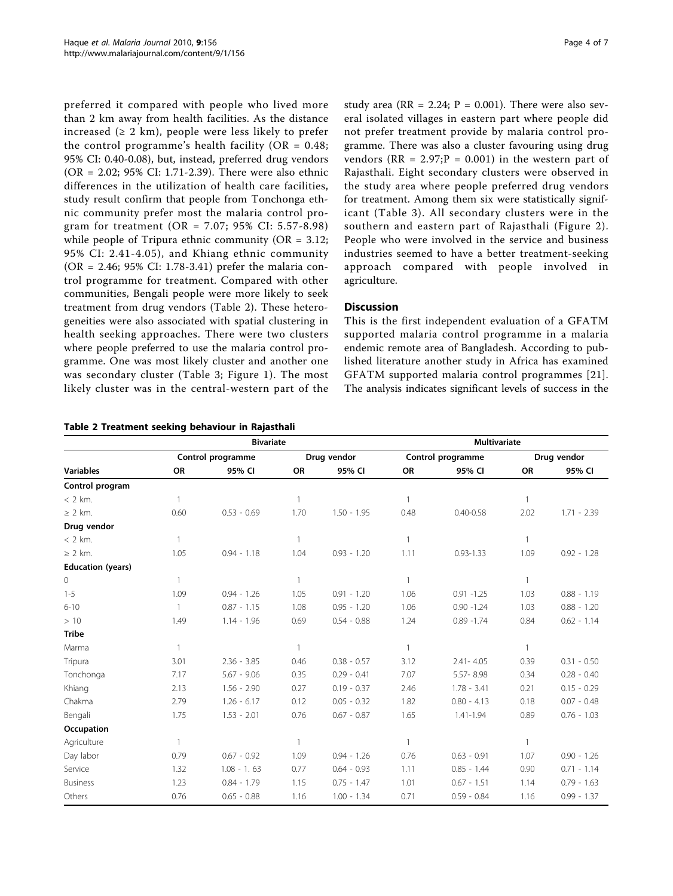preferred it compared with people who lived more than 2 km away from health facilities. As the distance increased (≥ 2 km), people were less likely to prefer the control programme's health facility (OR = 0.48; 95% CI: 0.40-0.08), but, instead, preferred drug vendors (OR = 2.02; 95% CI: 1.71-2.39). There were also ethnic differences in the utilization of health care facilities, study result confirm that people from Tonchonga ethnic community prefer most the malaria control program for treatment (OR = 7.07; 95% CI: 5.57-8.98) while people of Tripura ethnic community (OR = 3.12; 95% CI: 2.41-4.05), and Khiang ethnic community (OR = 2.46; 95% CI: 1.78-3.41) prefer the malaria control programme for treatment. Compared with other communities, Bengali people were more likely to seek treatment from drug vendors (Table 2). These heterogeneities were also associated with spatial clustering in health seeking approaches. There were two clusters where people preferred to use the malaria control programme. One was most likely cluster and another one was secondary cluster (Table 3; Figure 1). The most likely cluster was in the central-western part of the study area (RR = 2.24; P = 0.001). There were also several isolated villages in eastern part where people did not prefer treatment provide by malaria control programme. There was also a cluster favouring using drug vendors (RR = 2.97;P = 0.001) in the western part of Rajasthali. Eight secondary clusters were observed in the study area where people preferred drug vendors for treatment. Among them six were statistically significant (Table 3). All secondary clusters were in the southern and eastern part of Rajasthali (Figure 2). People who were involved in the service and business industries seemed to have a better treatment-seeking approach compared with people involved in agriculture.

## Discussion

This is the first independent evaluation of a GFATM supported malaria control programme in a malaria endemic remote area of Bangladesh. According to published literature another study in Africa has examined GFATM supported malaria control programmes [21]. The analysis indicates significant levels of success in the

**Table 2 Treatment seeking behaviour in Rajasthali**

| | Bivariate | | | | Multivariate | | | |
|---|---|---|---|---|---|---|---|---|
| | Control programme | | Drug vendor | | Control programme | | Drug vendor | |
| **Variables** | **OR** | **95% CI** | **OR** | **95% CI** | **OR** | **95% CI** | **OR** | **95% CI** |
| **Control program** | | | | | | | | |
| < 2 km. | 1 | | 1 | | 1 | | 1 | |
| ≥ 2 km. | 0.60 | 0.53 - 0.69 | 1.70 | 1.50 - 1.95 | 0.48 | 0.40-0.58 | 2.02 | 1.71 - 2.39 |
| **Drug vendor** | | | | | | | | |
| < 2 km. | 1 | | 1 | | 1 | | 1 | |
| ≥ 2 km. | 1.05 | 0.94 - 1.18 | 1.04 | 0.93 - 1.20 | 1.11 | 0.93-1.33 | 1.09 | 0.92 - 1.28 |
| **Education (years)** | | | | | | | | |
| 0 | 1 | | 1 | | 1 | | 1 | |
| 1-5 | 1.09 | 0.94 - 1.26 | 1.05 | 0.91 - 1.20 | 1.06 | 0.91 -1.25 | 1.03 | 0.88 - 1.19 |
| 6-10 | 1 | 0.87 - 1.15 | 1.08 | 0.95 - 1.20 | 1.06 | 0.90 -1.24 | 1.03 | 0.88 - 1.20 |
| > 10 | 1.49 | 1.14 - 1.96 | 0.69 | 0.54 - 0.88 | 1.24 | 0.89 -1.74 | 0.84 | 0.62 - 1.14 |
| **Tribe** | | | | | | | | |
| Marma | 1 | | 1 | | 1 | | 1 | |
| Tripura | 3.01 | 2.36 - 3.85 | 0.46 | 0.38 - 0.57 | 3.12 | 2.41- 4.05 | 0.39 | 0.31 - 0.50 |
| Tonchonga | 7.17 | 5.67 - 9.06 | 0.35 | 0.29 - 0.41 | 7.07 | 5.57- 8.98 | 0.34 | 0.28 - 0.40 |
| Khiang | 2.13 | 1.56 - 2.90 | 0.27 | 0.19 - 0.37 | 2.46 | 1.78 - 3.41 | 0.21 | 0.15 - 0.29 |
| Chakma | 2.79 | 1.26 - 6.17 | 0.12 | 0.05 - 0.32 | 1.82 | 0.80 - 4.13 | 0.18 | 0.07 - 0.48 |
| Bengali | 1.75 | 1.53 - 2.01 | 0.76 | 0.67 - 0.87 | 1.65 | 1.41-1.94 | 0.89 | 0.76 - 1.03 |
| **Occupation** | | | | | | | | |
| Agriculture | 1 | | 1 | | 1 | | 1 | |
| Day labor | 0.79 | 0.67 - 0.92 | 1.09 | 0.94 - 1.26 | 0.76 | 0.63 - 0.91 | 1.07 | 0.90 - 1.26 |
| Service | 1.32 | 1.08 - 1. 63 | 0.77 | 0.64 - 0.93 | 1.11 | 0.85 - 1.44 | 0.90 | 0.71 - 1.14 |
| Business | 1.23 | 0.84 - 1.79 | 1.15 | 0.75 - 1.47 | 1.01 | 0.67 - 1.51 | 1.14 | 0.79 - 1.63 |
| Others | 0.76 | 0.65 - 0.88 | 1.16 | 1.00 - 1.34 | 0.71 | 0.59 - 0.84 | 1.16 | 0.99 - 1.37 |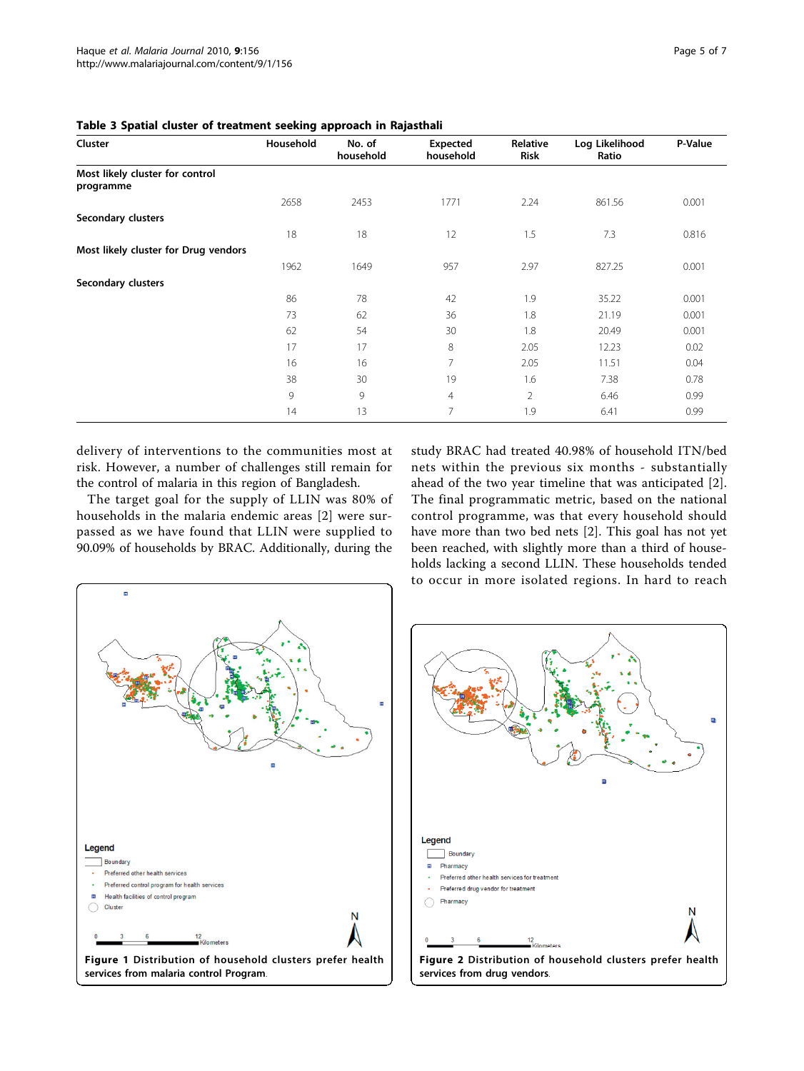**Table 3 Spatial cluster of treatment seeking approach in Rajasthali**

| Cluster | Household | No. of household | Expected household | Relative Risk | Log Likelihood Ratio | P-Value |
|---|---|---|---|---|---|---|
| **Most likely cluster for control programme** | | | | | | |
| | 2658 | 2453 | 1771 | 2.24 | 861.56 | 0.001 |
| **Secondary clusters** | | | | | | |
| | 18 | 18 | 12 | 1.5 | 7.3 | 0.816 |
| **Most likely cluster for Drug vendors** | | | | | | |
| | 1962 | 1649 | 957 | 2.97 | 827.25 | 0.001 |
| **Secondary clusters** | | | | | | |
| | 86 | 78 | 42 | 1.9 | 35.22 | 0.001 |
| | 73 | 62 | 36 | 1.8 | 21.19 | 0.001 |
| | 62 | 54 | 30 | 1.8 | 20.49 | 0.001 |
| | 17 | 17 | 8 | 2.05 | 12.23 | 0.02 |
| | 16 | 16 | 7 | 2.05 | 11.51 | 0.04 |
| | 38 | 30 | 19 | 1.6 | 7.38 | 0.78 |
| | 9 | 9 | 4 | 2 | 6.46 | 0.99 |
| | 14 | 13 | 7 | 1.9 | 6.41 | 0.99 |

delivery of interventions to the communities most at risk. However, a number of challenges still remain for the control of malaria in this region of Bangladesh.

The target goal for the supply of LLIN was 80% of households in the malaria endemic areas [2] were surpassed as we have found that LLIN were supplied to 90.09% of households by BRAC. Additionally, during the study BRAC had treated 40.98% of household ITN/bed nets within the previous six months - substantially ahead of the two year timeline that was anticipated [2]. The final programmatic metric, based on the national control programme, was that every household should have more than two bed nets [2]. This goal has not yet been reached, with slightly more than a third of households lacking a second LLIN. These households tended to occur in more isolated regions. In hard to reach

**Figure 1** Distribution of household clusters prefer health services from malaria control Program.

**Figure 2** Distribution of household clusters prefer health services from drug vendors.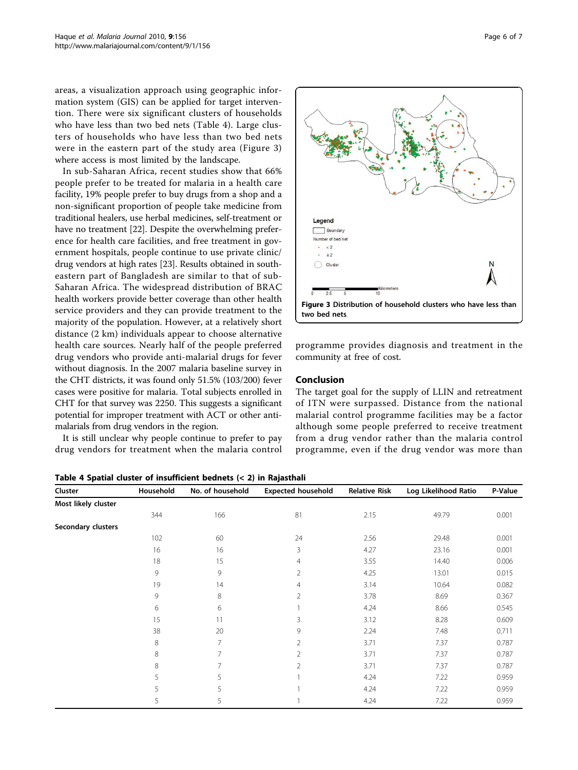areas, a visualization approach using geographic information system (GIS) can be applied for target intervention. There were six significant clusters of households who have less than two bed nets (Table 4). Large clusters of households who have less than two bed nets were in the eastern part of the study area (Figure 3) where access is most limited by the landscape.

In sub-Saharan Africa, recent studies show that 66% people prefer to be treated for malaria in a health care facility, 19% people prefer to buy drugs from a shop and a non-significant proportion of people take medicine from traditional healers, use herbal medicines, self-treatment or have no treatment [22]. Despite the overwhelming preference for health care facilities, and free treatment in government hospitals, people continue to use private clinic/drug vendors at high rates [23]. Results obtained in south-eastern part of Bangladesh are similar to that of sub-Saharan Africa. The widespread distribution of BRAC health workers provide better coverage than other health service providers and they can provide treatment to the majority of the population. However, at a relatively short distance (2 km) individuals appear to choose alternative health care sources. Nearly half of the people preferred drug vendors who provide anti-malarial drugs for fever without diagnosis. In the 2007 malaria baseline survey in the CHT districts, it was found only 51.5% (103/200) fever cases were positive for malaria. Total subjects enrolled in CHT for that survey was 2250. This suggests a significant potential for improper treatment with ACT or other anti-malarials from drug vendors in the region.

It is still unclear why people continue to prefer to pay drug vendors for treatment when the malaria control programme provides diagnosis and treatment in the community at free of cost.

**Figure 3 Distribution of household clusters who have less than two bed nets.**

## Conclusion

The target goal for the supply of LLIN and retreatment of ITN were surpassed. Distance from the national malarial control programme facilities may be a factor although some people preferred to receive treatment from a drug vendor rather than the malaria control programme, even if the drug vendor was more than

**Table 4 Spatial cluster of insufficient bednets (< 2) in Rajasthali**

| Cluster | Household | No. of household | Expected household | Relative Risk | Log Likelihood Ratio | P-Value |
|---|---|---|---|---|---|---|
| **Most likely cluster** | | | | | | |
| | 344 | 166 | 81 | 2.15 | 49.79 | 0.001 |
| **Secondary clusters** | | | | | | |
| | 102 | 60 | 24 | 2.56 | 29.48 | 0.001 |
| | 16 | 16 | 3 | 4.27 | 23.16 | 0.001 |
| | 18 | 15 | 4 | 3.55 | 14.40 | 0.006 |
| | 9 | 9 | 2 | 4.25 | 13.01 | 0.015 |
| | 19 | 14 | 4 | 3.14 | 10.64 | 0.082 |
| | 9 | 8 | 2 | 3.78 | 8.69 | 0.367 |
| | 6 | 6 | 1 | 4.24 | 8.66 | 0.545 |
| | 15 | 11 | 3 | 3.12 | 8.28 | 0.609 |
| | 38 | 20 | 9 | 2.24 | 7.48 | 0.711 |
| | 8 | 7 | 2 | 3.71 | 7.37 | 0.787 |
| | 8 | 7 | 2 | 3.71 | 7.37 | 0.787 |
| | 8 | 7 | 2 | 3.71 | 7.37 | 0.787 |
| | 5 | 5 | 1 | 4.24 | 7.22 | 0.959 |
| | 5 | 5 | 1 | 4.24 | 7.22 | 0.959 |
| | 5 | 5 | 1 | 4.24 | 7.22 | 0.959 |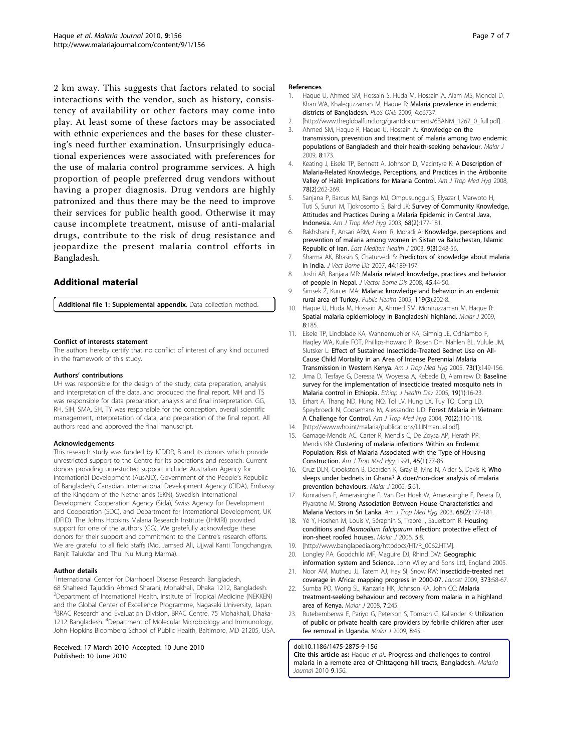2 km away. This suggests that factors related to social interactions with the vendor, such as history, consistency of availability or other factors may come into play. At least some of these factors may be associated with ethnic experiences and the bases for these clustering's need further examination. Unsurprisingly educational experiences were associated with preferences for the use of malaria control programme services. A high proportion of people preferred drug vendors without having a proper diagnosis. Drug vendors are highly patronized and thus there may be the need to improve their services for public health good. Otherwise it may cause incomplete treatment, misuse of anti-malarial drugs, contribute to the risk of drug resistance and jeopardize the present malaria control efforts in Bangladesh.

## Additional material

**Additional file 1: Supplemental appendix**. Data collection method.

#### Conflict of interests statement

The authors hereby certify that no conflict of interest of any kind occurred in the framework of this study.

#### Authors' contributions

UH was responsible for the design of the study, data preparation, analysis and interpretation of the data, and produced the final report. MH and TS was responsible for data preparation, analysis and final interpretation. GG, RH, SIH, SMA, SH, TY was responsible for the conception, overall scientific management, interpretation of data, and preparation of the final report. All authors read and approved the final manuscript.

#### Acknowledgements

This research study was funded by ICDDR, B and its donors which provide unrestricted support to the Centre for its operations and research. Current donors providing unrestricted support include: Australian Agency for International Development (AusAID), Government of the People's Republic of Bangladesh, Canadian International Development Agency (CIDA), Embassy of the Kingdom of the Netherlands (EKN), Swedish International Development Cooperation Agency (Sida), Swiss Agency for Development and Cooperation (SDC), and Department for International Development, UK (DFID). The Johns Hopkins Malaria Research Institute (JHMRI) provided support for one of the authors (GG). We gratefully acknowledge these donors for their support and commitment to the Centre's research efforts. We are grateful to all field staffs (Md. Jamsed Ali, Ujjwal Kanti Tongchangya, Ranjit Talukdar and Thui Nu Mung Marma).

#### Author details

[1]International Center for Diarrhoeal Disease Research Bangladesh, 68 Shaheed Tajuddin Ahmed Sharani, Mohakhali, Dhaka 1212, Bangladesh. [2]Department of International Health, Institute of Tropical Medicine (NEKKEN) and the Global Center of Excellence Programme, Nagasaki University, Japan. [3]BRAC Research and Evaluation Division, BRAC Centre, 75 Mohakhali, Dhaka-1212 Bangladesh. [4]Department of Molecular Microbiology and Immunology, John Hopkins Bloomberg School of Public Health, Baltimore, MD 21205, USA.

Received: 17 March 2010 Accepted: 10 June 2010
Published: 10 June 2010

#### References

1. Haque U, Ahmed SM, Hossain S, Huda M, Hossain A, Alam MS, Mondal D, Khan WA, Khalequzzaman M, Haque R: **Malaria prevalence in endemic districts of Bangladesh.** *PLoS ONE* 2009, **4**:e6737.
2. [http://www.theglobalfund.org/grantdocuments/6BANM_1267_0_full.pdf].
3. Ahmed SM, Haque R, Haque U, Hossain A: **Knowledge on the transmission, prevention and treatment of malaria among two endemic populations of Bangladesh and their health-seeking behaviour.** *Malar J* 2009, **8**:173.
4. Keating J, Eisele TP, Bennett A, Johnson D, Macintyre K: **A Description of Malaria-Related Knowledge, Perceptions, and Practices in the Artibonite Valley of Haiti: Implications for Malaria Control.** *Am J Trop Med Hyg* 2008, **78(2)**:262-269.
5. Sanjana P, Barcus MJ, Bangs MJ, Ompusunggu S, Elyazar I, Marwoto H, Tuti S, Sururi M, Tjokrosonto S, Baird JK: **Survey of Community Knowledge, Attitudes and Practices During a Malaria Epidemic in Central Java, Indonesia.** *Am J Trop Med Hyg* 2003, **68(2)**:177-181.
6. Rakhshani F, Ansari ARM, Alemi R, Moradi A: **Knowledge, perceptions and prevention of malaria among women in Sistan va Baluchestan, Islamic Republic of Iran.** *East Mediterr Health J* 2003, **9(3)**:248-56.
7. Sharma AK, Bhasin S, Chaturvedi S: **Predictors of knowledge about malaria in India.** *J Vect Borne Dis* 2007, **44**:189-197.
8. Joshi AB, Banjara MR: **Malaria related knowledge, practices and behavior of people in Nepal.** *J Vector Borne Dis* 2008, **45**:44-50.
9. Simsek Z, Kurcer MA: **Malaria: knowledge and behavior in an endemic rural area of Turkey.** *Public Health* 2005, **119(3)**:202-8.
10. Haque U, Huda M, Hossain A, Ahmed SM, Moniruzzaman M, Haque R: **Spatial malaria epidemiology in Bangladeshi highland.** *Malar J* 2009, **8**:185.
11. Eisele TP, Lindblade KA, Wannemuehler KA, Gimnig JE, Odhiambo F, Haqley WA, Kuile FOT, Phillips-Howard P, Rosen DH, Nahlen BL, Vulule JM, Slutsker L: **Effect of Sustained Insecticide-Treated Bednet Use on All-Cause Child Mortality in an Area of Intense Perennial Malaria Transmission in Western Kenya.** *Am J Trop Med Hyg* 2005, **73(1)**:149-156.
12. Jima D, Tesfaye G, Deressa W, Woyessa A, Kebede D, Alamirew D: **Baseline survey for the implementation of insecticide treated mosquito nets in Malaria control in Ethiopia.** *Ethiop J Health Dev* 2005, **19(1)**:16-23.
13. Erhart A, Thang ND, Hung NQ, Tol LV, Hung LX, Tuy TQ, Cong LD, Speybroeck N, Coosemans M, Alessandro UD: **Forest Malaria in Vietnam: A Challenge for Control.** *Am J Trop Med Hyg* 2004, **70(2)**:110-118.
14. [http://www.who.int/malaria/publications/LLINmanual.pdf].
15. Gamage-Mendis AC, Carter R, Mendis C, De Zoysa AP, Herath PR, Mendis KN: **Clustering of malaria infections Within an Endemic Population: Risk of Malaria Associated with the Type of Housing Construction.** *Am J Trop Med Hyg* 1991, **45(1)**:77-85.
16. Cruz DLN, Crookston B, Dearden K, Gray B, Ivins N, Alder S, Davis R: **Who sleeps under bednets in Ghana? A doer/non-doer analysis of malaria prevention behaviours.** *Malar J* 2006, **5**:61.
17. Konradsen F, Amerasinghe P, Van Der Hoek W, Amerasinghe F, Perera D, Piyaratne M: **Strong Association Between House Characteristics and Malaria Vectors in Sri Lanka.** *Am J Trop Med Hyg* 2003, **68(2)**:177-181.
18. Yé Y, Hoshen M, Louis V, Séraphin S, Traoré I, Sauerborn R: **Housing conditions and *Plasmodium falciparum* infection: protective effect of iron-sheet roofed houses.** *Malar J* 2006, **5**:8.
19. [http://www.banglapedia.org/httpdocs/HT/R_0062.HTM].
20. Longley PA, Goodchild MF, Maguire DJ, Rhind DW: **Geographic information system and Science.** John Wiley and Sons Ltd, England 2005.
21. Noor AM, Mutheu JJ, Tatem AJ, Hay SI, Snow RW: **Insecticide-treated net coverage in Africa: mapping progress in 2000-07.** *Lancet* 2009, **373**:58-67.
22. Sumba PO, Wong SL, Kanzaria HK, Johnson KA, John CC: **Malaria treatment-seeking behaviour and recovery from malaria in a highland area of Kenya.** *Malar J* 2008, **7**:245.
23. Rutebemberwa E, Pariyo G, Peterson S, Tomson G, Kallander K: **Utilization of public or private health care providers by febrile children after user fee removal in Uganda.** *Malar J* 2009, **8**:45.

doi:10.1186/1475-2875-9-156
**Cite this article as:** Haque *et al.*: Progress and challenges to control malaria in a remote area of Chittagong hill tracts, Bangladesh. *Malaria Journal* 2010 **9**:156.